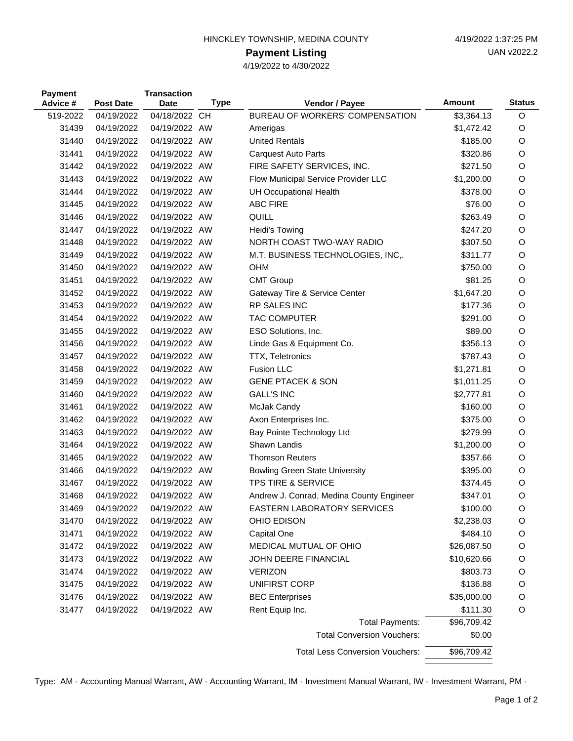HINCKLEY TOWNSHIP, MEDINA COUNTY

4/19/2022 1:37:25 PM

UAN v2022.2

# Payment Listing

4/19/2022 to 4/30/2022

| Payment Advice # | Post Date | Transaction Date | Type | Vendor / Payee | Amount | Status |
|---|---|---|---|---|---|---|
| 519-2022 | 04/19/2022 | 04/18/2022 | CH | BUREAU OF WORKERS' COMPENSATION | $3,364.13 | O |
| 31439 | 04/19/2022 | 04/19/2022 | AW | Amerigas | $1,472.42 | O |
| 31440 | 04/19/2022 | 04/19/2022 | AW | United Rentals | $185.00 | O |
| 31441 | 04/19/2022 | 04/19/2022 | AW | Carquest Auto Parts | $320.86 | O |
| 31442 | 04/19/2022 | 04/19/2022 | AW | FIRE SAFETY SERVICES, INC. | $271.50 | O |
| 31443 | 04/19/2022 | 04/19/2022 | AW | Flow Municipal Service Provider LLC | $1,200.00 | O |
| 31444 | 04/19/2022 | 04/19/2022 | AW | UH Occupational Health | $378.00 | O |
| 31445 | 04/19/2022 | 04/19/2022 | AW | ABC FIRE | $76.00 | O |
| 31446 | 04/19/2022 | 04/19/2022 | AW | QUILL | $263.49 | O |
| 31447 | 04/19/2022 | 04/19/2022 | AW | Heidi's Towing | $247.20 | O |
| 31448 | 04/19/2022 | 04/19/2022 | AW | NORTH COAST TWO-WAY RADIO | $307.50 | O |
| 31449 | 04/19/2022 | 04/19/2022 | AW | M.T. BUSINESS TECHNOLOGIES, INC,. | $311.77 | O |
| 31450 | 04/19/2022 | 04/19/2022 | AW | OHM | $750.00 | O |
| 31451 | 04/19/2022 | 04/19/2022 | AW | CMT Group | $81.25 | O |
| 31452 | 04/19/2022 | 04/19/2022 | AW | Gateway Tire & Service Center | $1,647.20 | O |
| 31453 | 04/19/2022 | 04/19/2022 | AW | RP SALES INC | $177.36 | O |
| 31454 | 04/19/2022 | 04/19/2022 | AW | TAC COMPUTER | $291.00 | O |
| 31455 | 04/19/2022 | 04/19/2022 | AW | ESO Solutions, Inc. | $89.00 | O |
| 31456 | 04/19/2022 | 04/19/2022 | AW | Linde Gas & Equipment Co. | $356.13 | O |
| 31457 | 04/19/2022 | 04/19/2022 | AW | TTX, Teletronics | $787.43 | O |
| 31458 | 04/19/2022 | 04/19/2022 | AW | Fusion LLC | $1,271.81 | O |
| 31459 | 04/19/2022 | 04/19/2022 | AW | GENE PTACEK & SON | $1,011.25 | O |
| 31460 | 04/19/2022 | 04/19/2022 | AW | GALL'S INC | $2,777.81 | O |
| 31461 | 04/19/2022 | 04/19/2022 | AW | McJak Candy | $160.00 | O |
| 31462 | 04/19/2022 | 04/19/2022 | AW | Axon Enterprises Inc. | $375.00 | O |
| 31463 | 04/19/2022 | 04/19/2022 | AW | Bay Pointe Technology Ltd | $279.99 | O |
| 31464 | 04/19/2022 | 04/19/2022 | AW | Shawn Landis | $1,200.00 | O |
| 31465 | 04/19/2022 | 04/19/2022 | AW | Thomson Reuters | $357.66 | O |
| 31466 | 04/19/2022 | 04/19/2022 | AW | Bowling Green State University | $395.00 | O |
| 31467 | 04/19/2022 | 04/19/2022 | AW | TPS TIRE & SERVICE | $374.45 | O |
| 31468 | 04/19/2022 | 04/19/2022 | AW | Andrew J. Conrad, Medina County Engineer | $347.01 | O |
| 31469 | 04/19/2022 | 04/19/2022 | AW | EASTERN LABORATORY SERVICES | $100.00 | O |
| 31470 | 04/19/2022 | 04/19/2022 | AW | OHIO EDISON | $2,238.03 | O |
| 31471 | 04/19/2022 | 04/19/2022 | AW | Capital One | $484.10 | O |
| 31472 | 04/19/2022 | 04/19/2022 | AW | MEDICAL MUTUAL OF OHIO | $26,087.50 | O |
| 31473 | 04/19/2022 | 04/19/2022 | AW | JOHN DEERE FINANCIAL | $10,620.66 | O |
| 31474 | 04/19/2022 | 04/19/2022 | AW | VERIZON | $803.73 | O |
| 31475 | 04/19/2022 | 04/19/2022 | AW | UNIFIRST CORP | $136.88 | O |
| 31476 | 04/19/2022 | 04/19/2022 | AW | BEC Enterprises | $35,000.00 | O |
| 31477 | 04/19/2022 | 04/19/2022 | AW | Rent Equip Inc. | $111.30 | O |
| | | | | Total Payments: | $96,709.42 | |
| | | | | Total Conversion Vouchers: | $0.00 | |
| | | | | Total Less Conversion Vouchers: | $96,709.42 | |

Type: AM - Accounting Manual Warrant, AW - Accounting Warrant, IM - Investment Manual Warrant, IW - Investment Warrant, PM -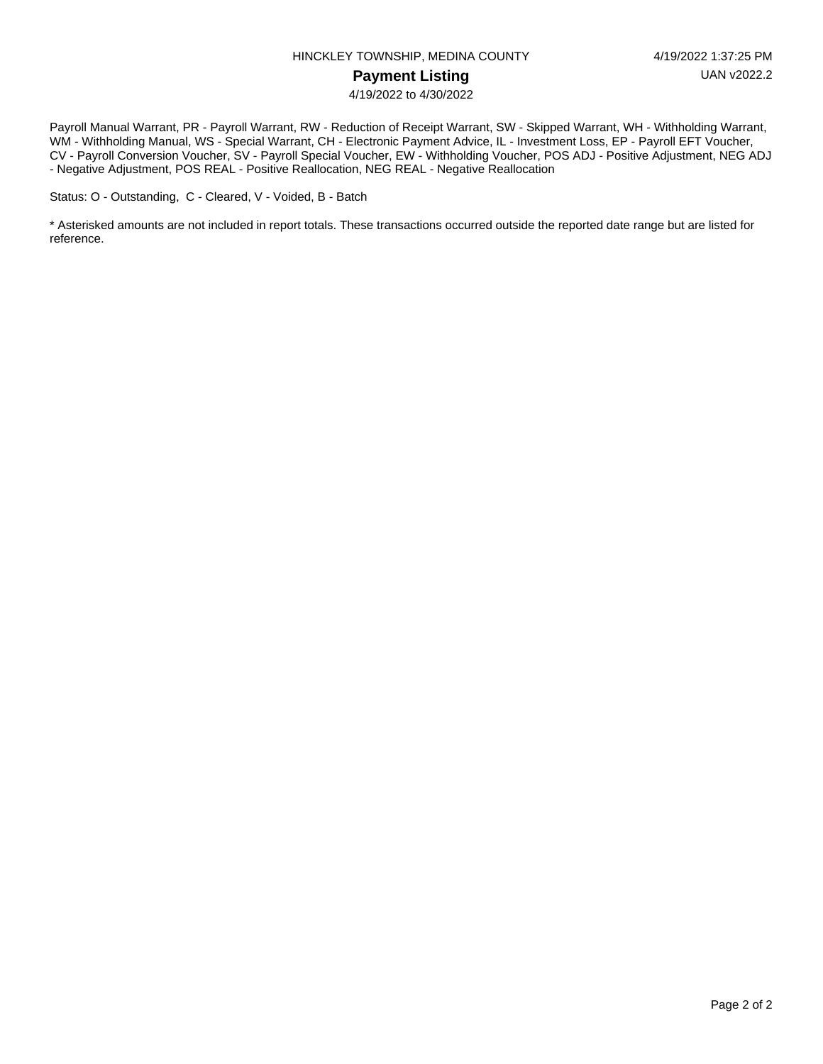Payroll Manual Warrant, PR - Payroll Warrant, RW - Reduction of Receipt Warrant, SW - Skipped Warrant, WH - Withholding Warrant, WM - Withholding Manual, WS - Special Warrant, CH - Electronic Payment Advice, IL - Investment Loss, EP - Payroll EFT Voucher, CV - Payroll Conversion Voucher, SV - Payroll Special Voucher, EW - Withholding Voucher, POS ADJ - Positive Adjustment, NEG ADJ - Negative Adjustment, POS REAL - Positive Reallocation, NEG REAL - Negative Reallocation

Status: O - Outstanding, C - Cleared, V - Voided, B - Batch

* Asterisked amounts are not included in report totals. These transactions occurred outside the reported date range but are listed for reference.